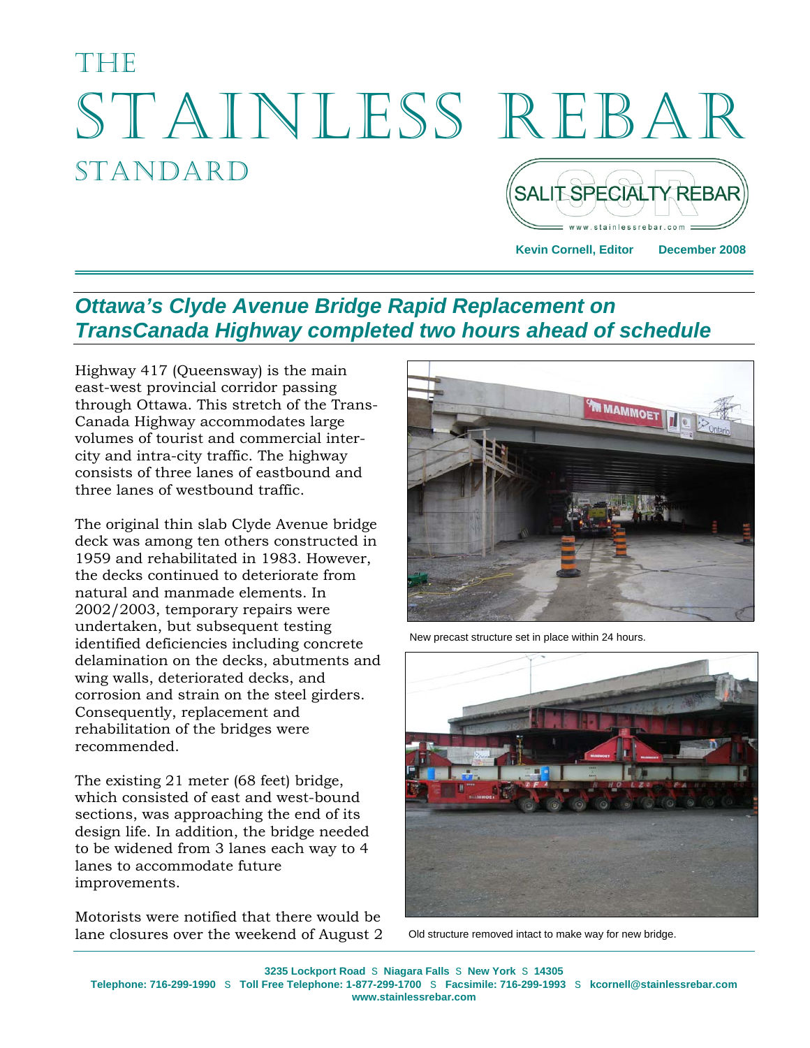# THE STAINLESS REBAR STANDARD

SALIT SPECIALTY REBAR
www.stainlessrebar.com

**Kevin Cornell, Editor** **December 2008**

## *Ottawa's Clyde Avenue Bridge Rapid Replacement on TransCanada Highway completed two hours ahead of schedule*

Highway 417 (Queensway) is the main east-west provincial corridor passing through Ottawa. This stretch of the Trans-Canada Highway accommodates large volumes of tourist and commercial inter-city and intra-city traffic. The highway consists of three lanes of eastbound and three lanes of westbound traffic.

The original thin slab Clyde Avenue bridge deck was among ten others constructed in 1959 and rehabilitated in 1983. However, the decks continued to deteriorate from natural and manmade elements. In 2002/2003, temporary repairs were undertaken, but subsequent testing identified deficiencies including concrete delamination on the decks, abutments and wing walls, deteriorated decks, and corrosion and strain on the steel girders. Consequently, replacement and rehabilitation of the bridges were recommended.

The existing 21 meter (68 feet) bridge, which consisted of east and west-bound sections, was approaching the end of its design life. In addition, the bridge needed to be widened from 3 lanes each way to 4 lanes to accommodate future improvements.

Motorists were notified that there would be lane closures over the weekend of August 2

New precast structure set in place within 24 hours.

Old structure removed intact to make way for new bridge.

**3235 Lockport Road** S **Niagara Falls** S **New York** S **14305**
**Telephone: 716-299-1990** S **Toll Free Telephone: 1-877-299-1700** S **Facsimile: 716-299-1993** S **kcornell@stainlessrebar.com**
**www.stainlessrebar.com**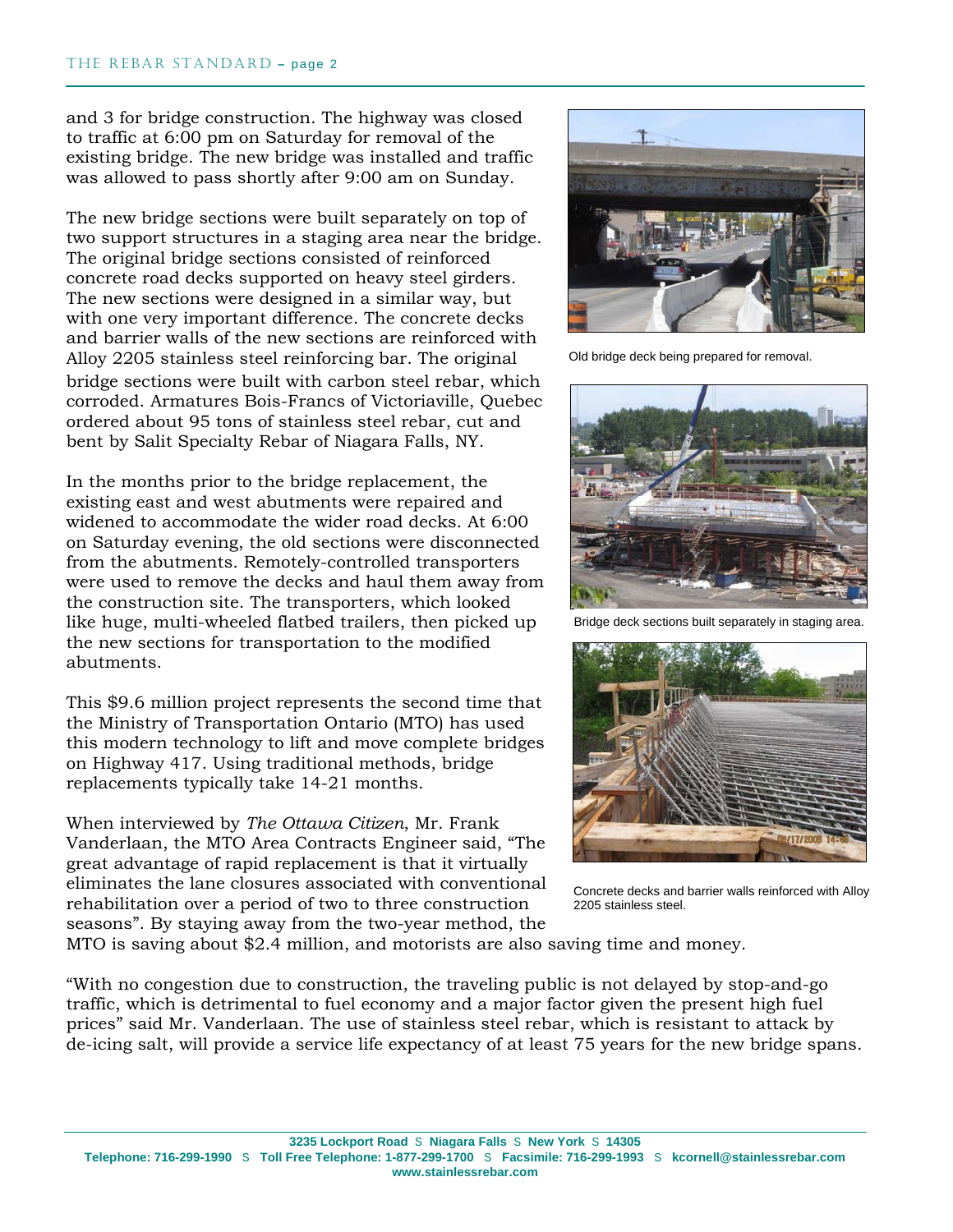and 3 for bridge construction. The highway was closed to traffic at 6:00 pm on Saturday for removal of the existing bridge. The new bridge was installed and traffic was allowed to pass shortly after 9:00 am on Sunday.

The new bridge sections were built separately on top of two support structures in a staging area near the bridge. The original bridge sections consisted of reinforced concrete road decks supported on heavy steel girders. The new sections were designed in a similar way, but with one very important difference. The concrete decks and barrier walls of the new sections are reinforced with Alloy 2205 stainless steel reinforcing bar. The original bridge sections were built with carbon steel rebar, which corroded. Armatures Bois-Francs of Victoriaville, Quebec ordered about 95 tons of stainless steel rebar, cut and bent by Salit Specialty Rebar of Niagara Falls, NY.

In the months prior to the bridge replacement, the existing east and west abutments were repaired and widened to accommodate the wider road decks. At 6:00 on Saturday evening, the old sections were disconnected from the abutments. Remotely-controlled transporters were used to remove the decks and haul them away from the construction site. The transporters, which looked like huge, multi-wheeled flatbed trailers, then picked up the new sections for transportation to the modified abutments.

This $9.6 million project represents the second time that the Ministry of Transportation Ontario (MTO) has used this modern technology to lift and move complete bridges on Highway 417. Using traditional methods, bridge replacements typically take 14-21 months.

When interviewed by *The Ottawa Citizen*, Mr. Frank Vanderlaan, the MTO Area Contracts Engineer said, “The great advantage of rapid replacement is that it virtually eliminates the lane closures associated with conventional rehabilitation over a period of two to three construction seasons”. By staying away from the two-year method, the MTO is saving about $2.4 million, and motorists are also saving time and money.

Old bridge deck being prepared for removal.

Bridge deck sections built separately in staging area.

Concrete decks and barrier walls reinforced with Alloy 2205 stainless steel.

“With no congestion due to construction, the traveling public is not delayed by stop-and-go traffic, which is detrimental to fuel economy and a major factor given the present high fuel prices” said Mr. Vanderlaan. The use of stainless steel rebar, which is resistant to attack by de-icing salt, will provide a service life expectancy of at least 75 years for the new bridge spans.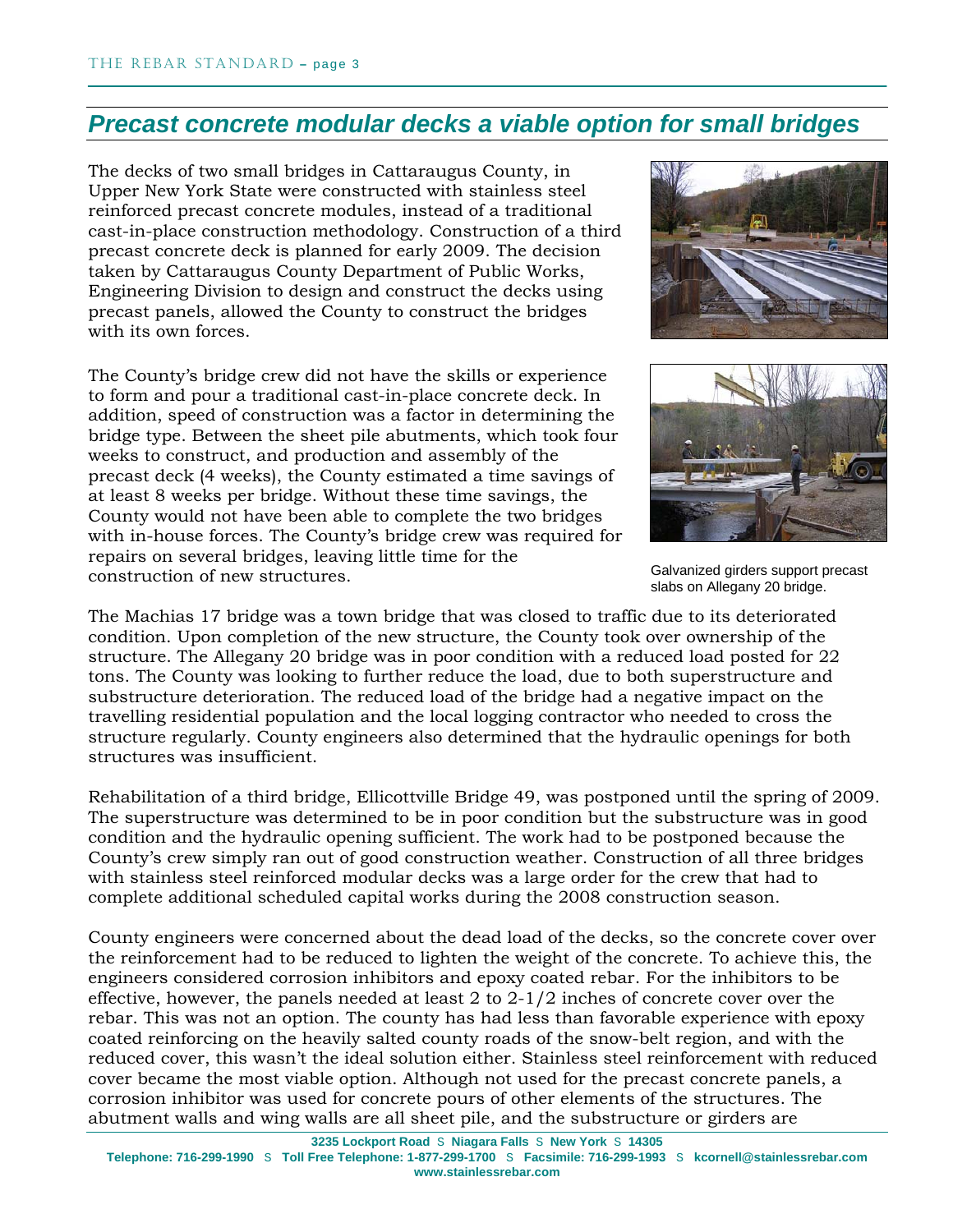## Precast concrete modular decks a viable option for small bridges

The decks of two small bridges in Cattaraugus County, in Upper New York State were constructed with stainless steel reinforced precast concrete modules, instead of a traditional cast-in-place construction methodology. Construction of a third precast concrete deck is planned for early 2009. The decision taken by Cattaraugus County Department of Public Works, Engineering Division to design and construct the decks using precast panels, allowed the County to construct the bridges with its own forces.

The County's bridge crew did not have the skills or experience to form and pour a traditional cast-in-place concrete deck. In addition, speed of construction was a factor in determining the bridge type. Between the sheet pile abutments, which took four weeks to construct, and production and assembly of the precast deck (4 weeks), the County estimated a time savings of at least 8 weeks per bridge. Without these time savings, the County would not have been able to complete the two bridges with in-house forces. The County's bridge crew was required for repairs on several bridges, leaving little time for the construction of new structures.

Galvanized girders support precast slabs on Allegany 20 bridge.

The Machias 17 bridge was a town bridge that was closed to traffic due to its deteriorated condition. Upon completion of the new structure, the County took over ownership of the structure. The Allegany 20 bridge was in poor condition with a reduced load posted for 22 tons. The County was looking to further reduce the load, due to both superstructure and substructure deterioration. The reduced load of the bridge had a negative impact on the travelling residential population and the local logging contractor who needed to cross the structure regularly. County engineers also determined that the hydraulic openings for both structures was insufficient.

Rehabilitation of a third bridge, Ellicottville Bridge 49, was postponed until the spring of 2009. The superstructure was determined to be in poor condition but the substructure was in good condition and the hydraulic opening sufficient. The work had to be postponed because the County's crew simply ran out of good construction weather. Construction of all three bridges with stainless steel reinforced modular decks was a large order for the crew that had to complete additional scheduled capital works during the 2008 construction season.

County engineers were concerned about the dead load of the decks, so the concrete cover over the reinforcement had to be reduced to lighten the weight of the concrete. To achieve this, the engineers considered corrosion inhibitors and epoxy coated rebar. For the inhibitors to be effective, however, the panels needed at least 2 to 2-1/2 inches of concrete cover over the rebar. This was not an option. The county has had less than favorable experience with epoxy coated reinforcing on the heavily salted county roads of the snow-belt region, and with the reduced cover, this wasn't the ideal solution either. Stainless steel reinforcement with reduced cover became the most viable option. Although not used for the precast concrete panels, a corrosion inhibitor was used for concrete pours of other elements of the structures. The abutment walls and wing walls are all sheet pile, and the substructure or girders are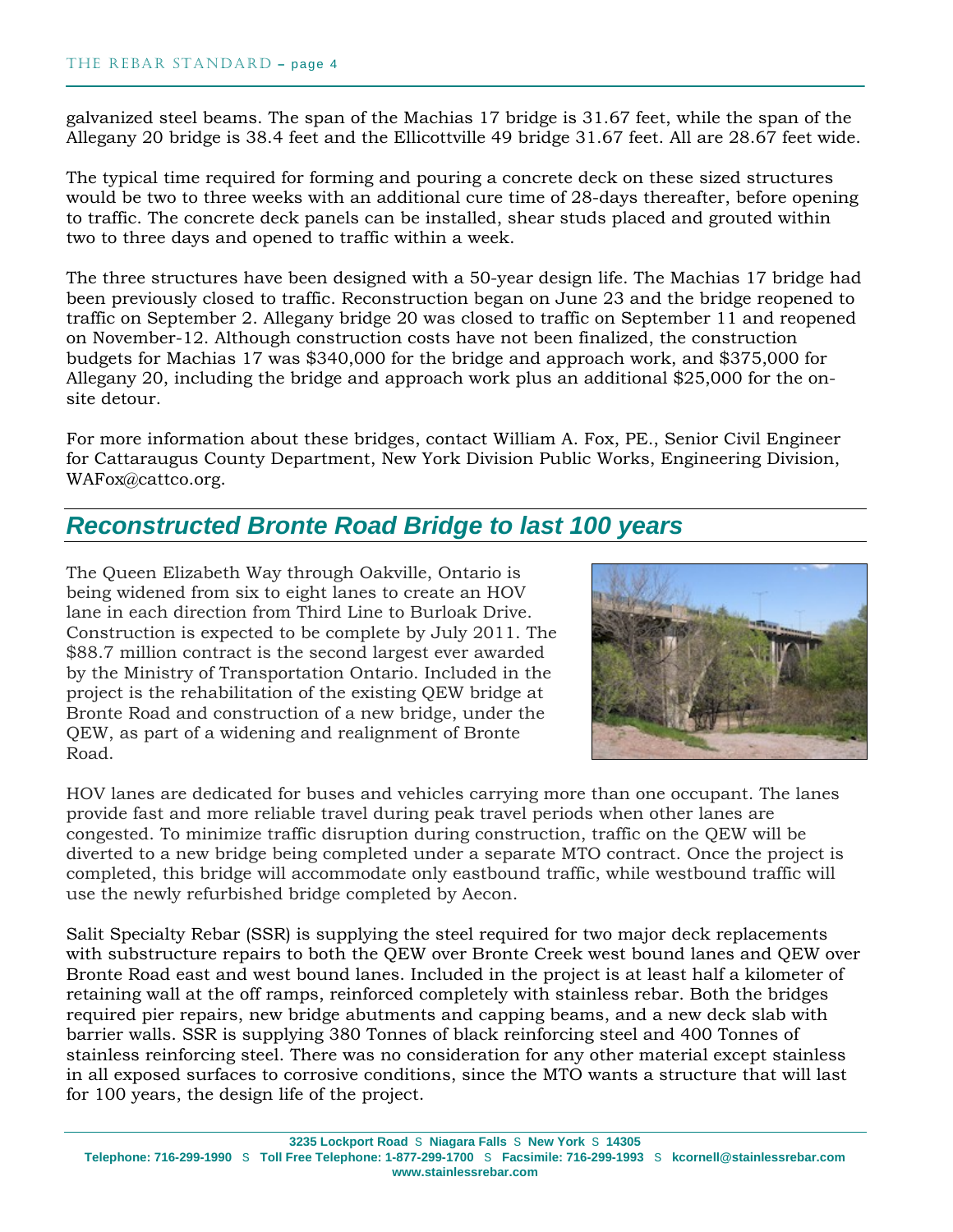galvanized steel beams. The span of the Machias 17 bridge is 31.67 feet, while the span of the Allegany 20 bridge is 38.4 feet and the Ellicottville 49 bridge 31.67 feet. All are 28.67 feet wide.

The typical time required for forming and pouring a concrete deck on these sized structures would be two to three weeks with an additional cure time of 28-days thereafter, before opening to traffic. The concrete deck panels can be installed, shear studs placed and grouted within two to three days and opened to traffic within a week.

The three structures have been designed with a 50-year design life. The Machias 17 bridge had been previously closed to traffic. Reconstruction began on June 23 and the bridge reopened to traffic on September 2. Allegany bridge 20 was closed to traffic on September 11 and reopened on November-12. Although construction costs have not been finalized, the construction budgets for Machias 17 was $340,000 for the bridge and approach work, and $375,000 for Allegany 20, including the bridge and approach work plus an additional $25,000 for the on-site detour.

For more information about these bridges, contact William A. Fox, PE., Senior Civil Engineer for Cattaraugus County Department, New York Division Public Works, Engineering Division, WAFox@cattco.org.

## *Reconstructed Bronte Road Bridge to last 100 years*

The Queen Elizabeth Way through Oakville, Ontario is being widened from six to eight lanes to create an HOV lane in each direction from Third Line to Burloak Drive. Construction is expected to be complete by July 2011. The $88.7 million contract is the second largest ever awarded by the Ministry of Transportation Ontario. Included in the project is the rehabilitation of the existing QEW bridge at Bronte Road and construction of a new bridge, under the QEW, as part of a widening and realignment of Bronte Road.

HOV lanes are dedicated for buses and vehicles carrying more than one occupant. The lanes provide fast and more reliable travel during peak travel periods when other lanes are congested. To minimize traffic disruption during construction, traffic on the QEW will be diverted to a new bridge being completed under a separate MTO contract. Once the project is completed, this bridge will accommodate only eastbound traffic, while westbound traffic will use the newly refurbished bridge completed by Aecon.

Salit Specialty Rebar (SSR) is supplying the steel required for two major deck replacements with substructure repairs to both the QEW over Bronte Creek west bound lanes and QEW over Bronte Road east and west bound lanes. Included in the project is at least half a kilometer of retaining wall at the off ramps, reinforced completely with stainless rebar. Both the bridges required pier repairs, new bridge abutments and capping beams, and a new deck slab with barrier walls. SSR is supplying 380 Tonnes of black reinforcing steel and 400 Tonnes of stainless reinforcing steel. There was no consideration for any other material except stainless in all exposed surfaces to corrosive conditions, since the MTO wants a structure that will last for 100 years, the design life of the project.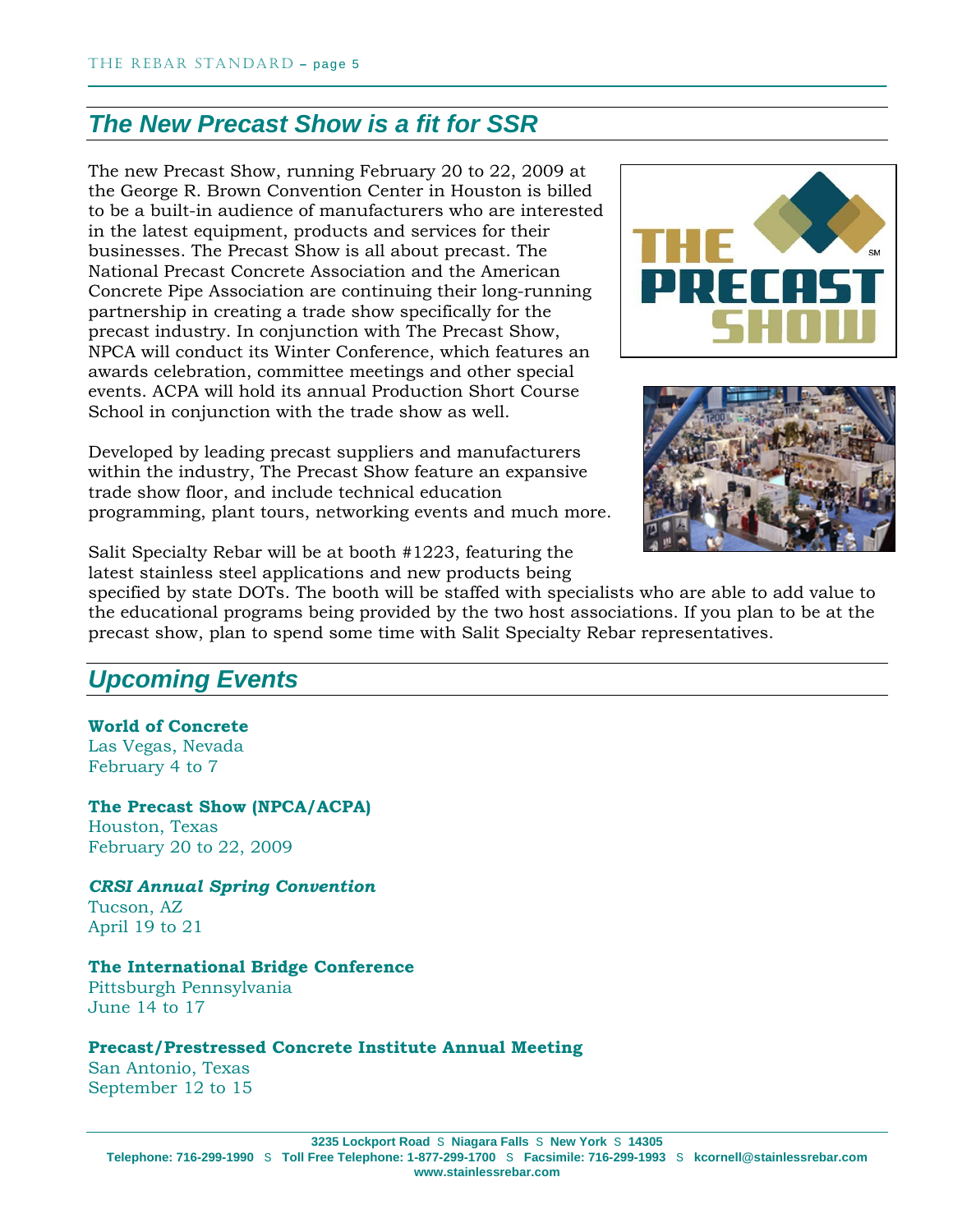## *The New Precast Show is a fit for SSR*

The new Precast Show, running February 20 to 22, 2009 at the George R. Brown Convention Center in Houston is billed to be a built-in audience of manufacturers who are interested in the latest equipment, products and services for their businesses. The Precast Show is all about precast. The National Precast Concrete Association and the American Concrete Pipe Association are continuing their long-running partnership in creating a trade show specifically for the precast industry. In conjunction with The Precast Show, NPCA will conduct its Winter Conference, which features an awards celebration, committee meetings and other special events. ACPA will hold its annual Production Short Course School in conjunction with the trade show as well.

Developed by leading precast suppliers and manufacturers within the industry, The Precast Show feature an expansive trade show floor, and include technical education programming, plant tours, networking events and much more.

Salit Specialty Rebar will be at booth #1223, featuring the latest stainless steel applications and new products being specified by state DOTs. The booth will be staffed with specialists who are able to add value to the educational programs being provided by the two host associations. If you plan to be at the precast show, plan to spend some time with Salit Specialty Rebar representatives.

## *Upcoming Events*

**World of Concrete**
Las Vegas, Nevada
February 4 to 7

**The Precast Show (NPCA/ACPA)**
Houston, Texas
February 20 to 22, 2009

***CRSI Annual Spring Convention***
Tucson, AZ
April 19 to 21

**The International Bridge Conference**
Pittsburgh Pennsylvania
June 14 to 17

**Precast/Prestressed Concrete Institute Annual Meeting**
San Antonio, Texas
September 12 to 15

3235 Lockport Road S Niagara Falls S New York S 14305
Telephone: 716-299-1990 S Toll Free Telephone: 1-877-299-1700 S Facsimile: 716-299-1993 S kcornell@stainlessrebar.com
www.stainlessrebar.com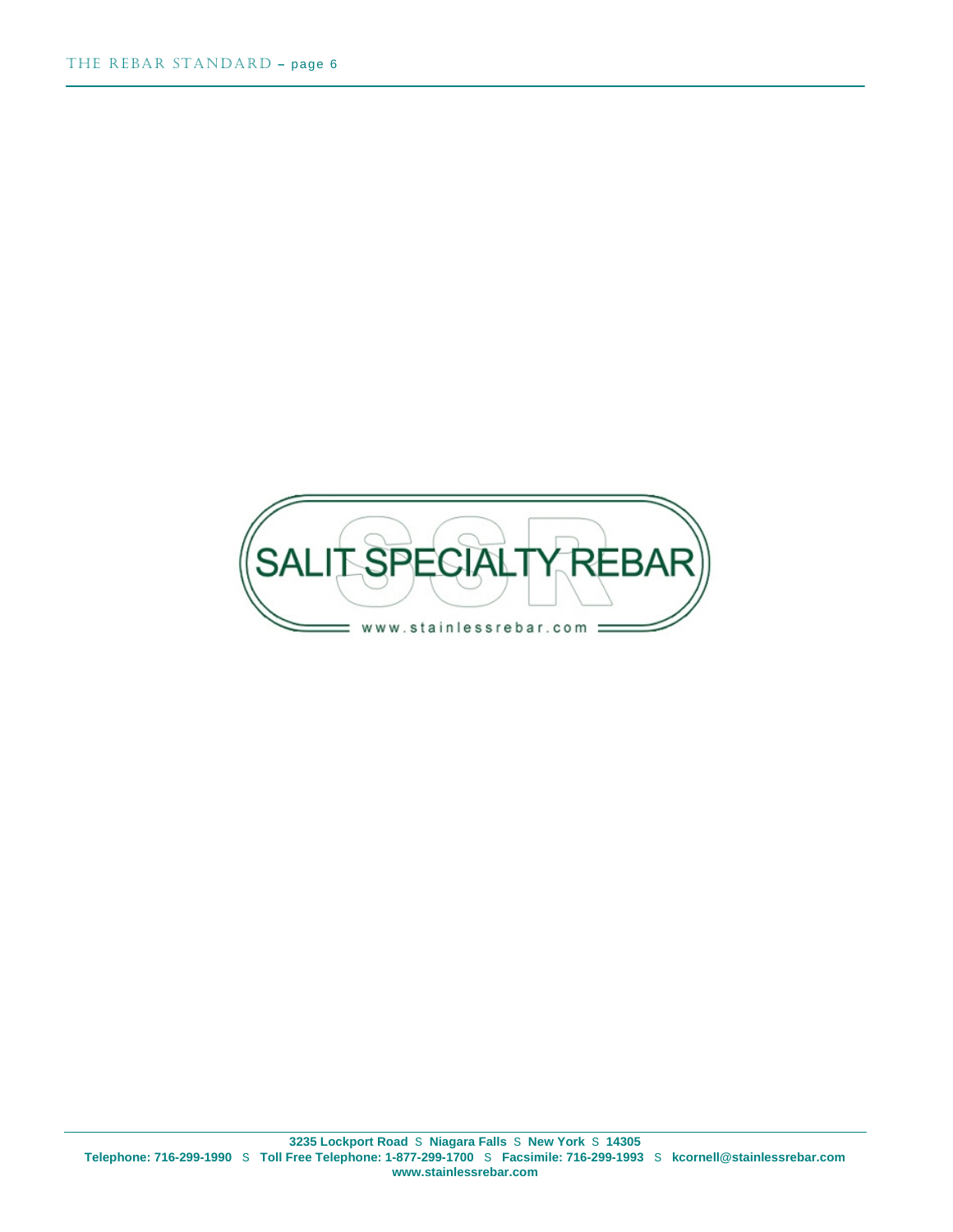SALIT SPECIALTY REBAR

www.stainlessrebar.com